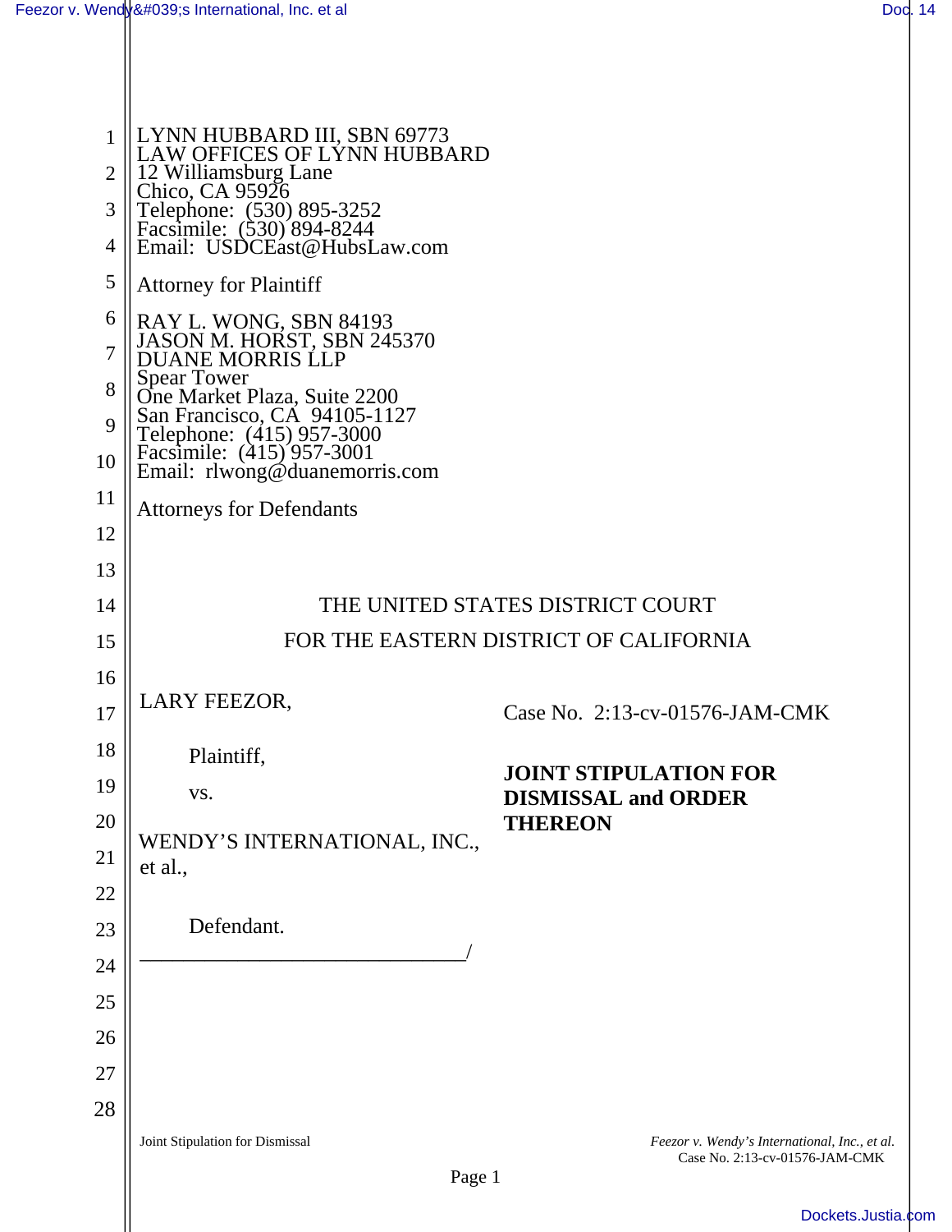LYNN HUBBARD III, SBN 69773
LAW OFFICES OF LYNN HUBBARD
12 Williamsburg Lane
Chico, CA 95926
Telephone: (530) 895-3252
Facsimile: (530) 894-8244
Email: USDCEast@HubsLaw.com

Attorney for Plaintiff

RAY L. WONG, SBN 84193
JASON M. HORST, SBN 245370
DUANE MORRIS LLP
Spear Tower
One Market Plaza, Suite 2200
San Francisco, CA 94105-1127
Telephone: (415) 957-3000
Facsimile: (415) 957-3001
Email: rlwong@duanemorris.com

Attorneys for Defendants

THE UNITED STATES DISTRICT COURT

FOR THE EASTERN DISTRICT OF CALIFORNIA

LARY FEEZOR,

Plaintiff,

vs.

WENDY'S INTERNATIONAL, INC., et al.,

Defendant.

Case No. 2:13-cv-01576-JAM-CMK

**JOINT STIPULATION FOR DISMISSAL and ORDER THEREON**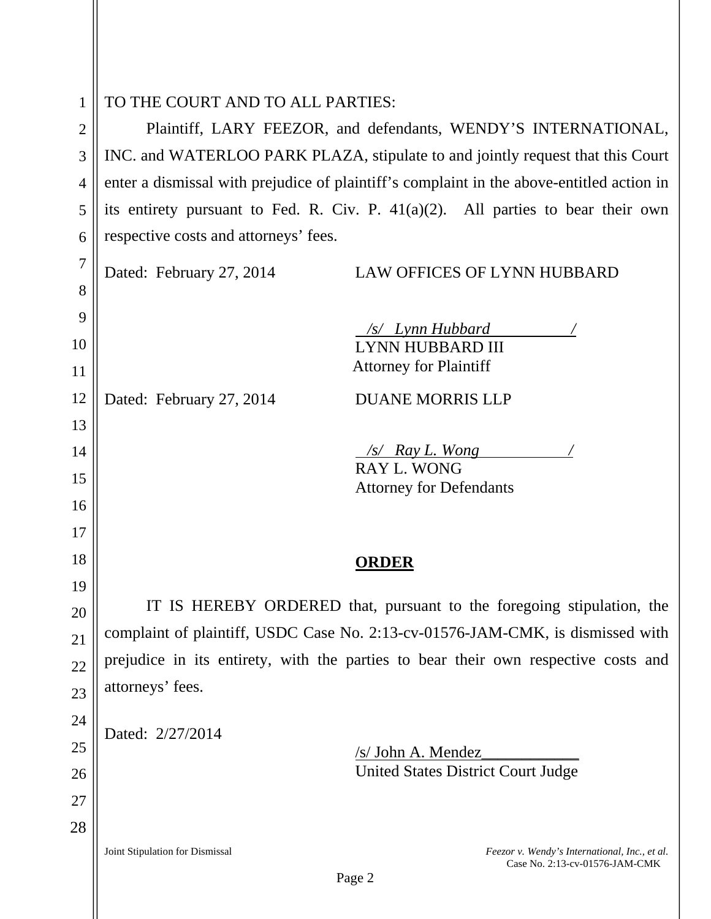TO THE COURT AND TO ALL PARTIES:

Plaintiff, LARY FEEZOR, and defendants, WENDY'S INTERNATIONAL, INC. and WATERLOO PARK PLAZA, stipulate to and jointly request that this Court enter a dismissal with prejudice of plaintiff's complaint in the above-entitled action in its entirety pursuant to Fed. R. Civ. P. 41(a)(2). All parties to bear their own respective costs and attorneys' fees.

Dated: February 27, 2014 LAW OFFICES OF LYNN HUBBARD

/s/ *Lynn Hubbard* /
LYNN HUBBARD III
Attorney for Plaintiff

Dated: February 27, 2014 DUANE MORRIS LLP

/s/ *Ray L. Wong* /
RAY L. WONG
Attorney for Defendants

**ORDER**

IT IS HEREBY ORDERED that, pursuant to the foregoing stipulation, the complaint of plaintiff, USDC Case No. 2:13-cv-01576-JAM-CMK, is dismissed with prejudice in its entirety, with the parties to bear their own respective costs and attorneys' fees.

Dated: 2/27/2014

/s/ John A. Mendez
United States District Court Judge